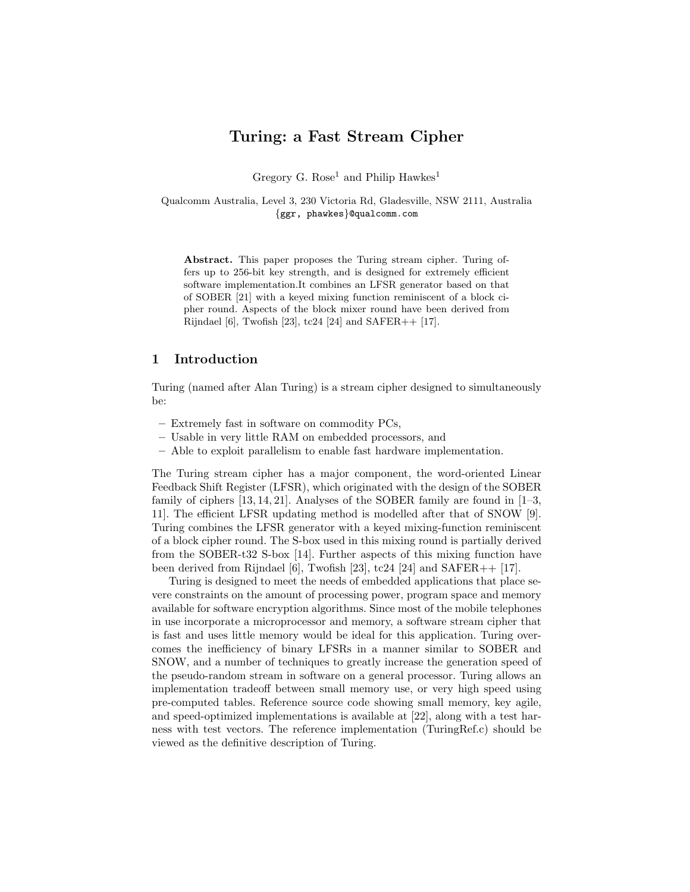# Turing: a Fast Stream Cipher

Gregory G. Rose[1] and Philip Hawkes[1]

Qualcomm Australia, Level 3, 230 Victoria Rd, Gladesville, NSW 2111, Australia
{ggr, phawkes}@qualcomm.com

**Abstract.** This paper proposes the Turing stream cipher. Turing offers up to 256-bit key strength, and is designed for extremely efficient software implementation.It combines an LFSR generator based on that of SOBER [21] with a keyed mixing function reminiscent of a block cipher round. Aspects of the block mixer round have been derived from Rijndael [6], Twofish [23], tc24 [24] and SAFER++ [17].

## 1 Introduction

Turing (named after Alan Turing) is a stream cipher designed to simultaneously be:

- Extremely fast in software on commodity PCs,
- Usable in very little RAM on embedded processors, and
- Able to exploit parallelism to enable fast hardware implementation.

The Turing stream cipher has a major component, the word-oriented Linear Feedback Shift Register (LFSR), which originated with the design of the SOBER family of ciphers [13, 14, 21]. Analyses of the SOBER family are found in [1–3, 11]. The efficient LFSR updating method is modelled after that of SNOW [9]. Turing combines the LFSR generator with a keyed mixing-function reminiscent of a block cipher round. The S-box used in this mixing round is partially derived from the SOBER-t32 S-box [14]. Further aspects of this mixing function have been derived from Rijndael [6], Twofish [23], tc24 [24] and SAFER++ [17].

Turing is designed to meet the needs of embedded applications that place severe constraints on the amount of processing power, program space and memory available for software encryption algorithms. Since most of the mobile telephones in use incorporate a microprocessor and memory, a software stream cipher that is fast and uses little memory would be ideal for this application. Turing overcomes the inefficiency of binary LFSRs in a manner similar to SOBER and SNOW, and a number of techniques to greatly increase the generation speed of the pseudo-random stream in software on a general processor. Turing allows an implementation tradeoff between small memory use, or very high speed using pre-computed tables. Reference source code showing small memory, key agile, and speed-optimized implementations is available at [22], along with a test harness with test vectors. The reference implementation (TuringRef.c) should be viewed as the definitive description of Turing.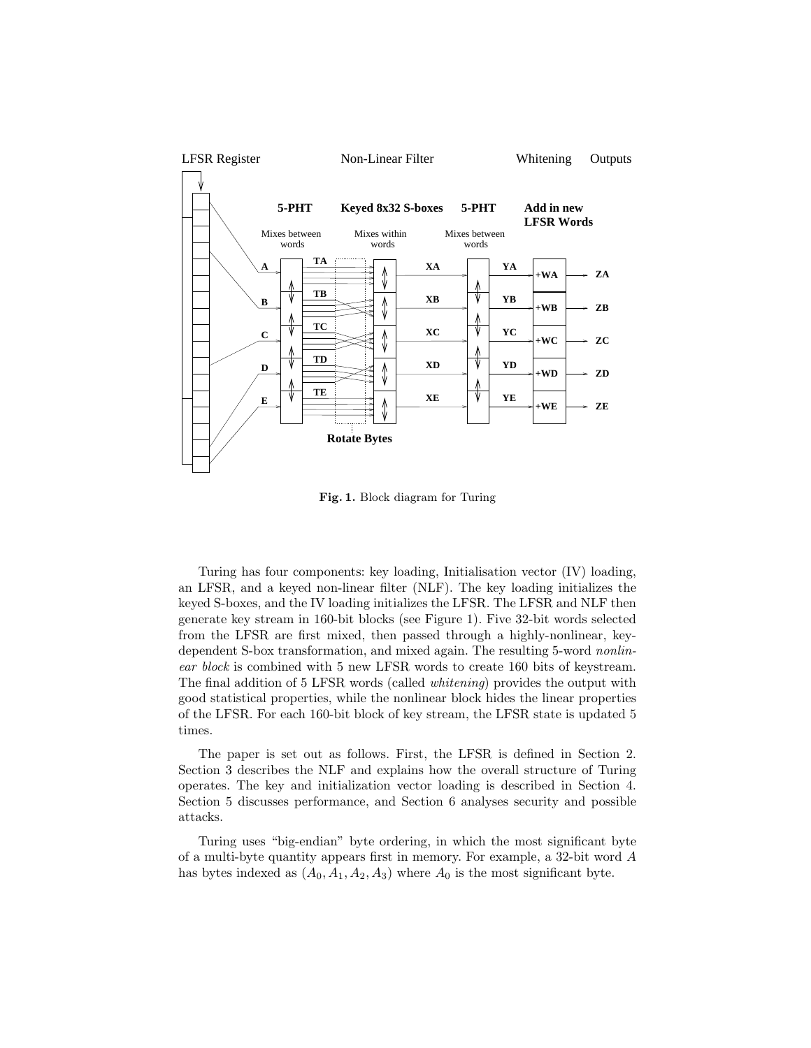Fig. 1. Block diagram for Turing

Turing has four components: key loading, Initialisation vector (IV) loading, an LFSR, and a keyed non-linear filter (NLF). The key loading initializes the keyed S-boxes, and the IV loading initializes the LFSR. The LFSR and NLF then generate key stream in 160-bit blocks (see Figure 1). Five 32-bit words selected from the LFSR are first mixed, then passed through a highly-nonlinear, key-dependent S-box transformation, and mixed again. The resulting 5-word *nonlinear block* is combined with 5 new LFSR words to create 160 bits of keystream. The final addition of 5 LFSR words (called *whitening*) provides the output with good statistical properties, while the nonlinear block hides the linear properties of the LFSR. For each 160-bit block of key stream, the LFSR state is updated 5 times.

The paper is set out as follows. First, the LFSR is defined in Section 2. Section 3 describes the NLF and explains how the overall structure of Turing operates. The key and initialization vector loading is described in Section 4. Section 5 discusses performance, and Section 6 analyses security and possible attacks.

Turing uses "big-endian" byte ordering, in which the most significant byte of a multi-byte quantity appears first in memory. For example, a 32-bit word $A$ has bytes indexed as $(A_0, A_1, A_2, A_3)$ where $A_0$ is the most significant byte.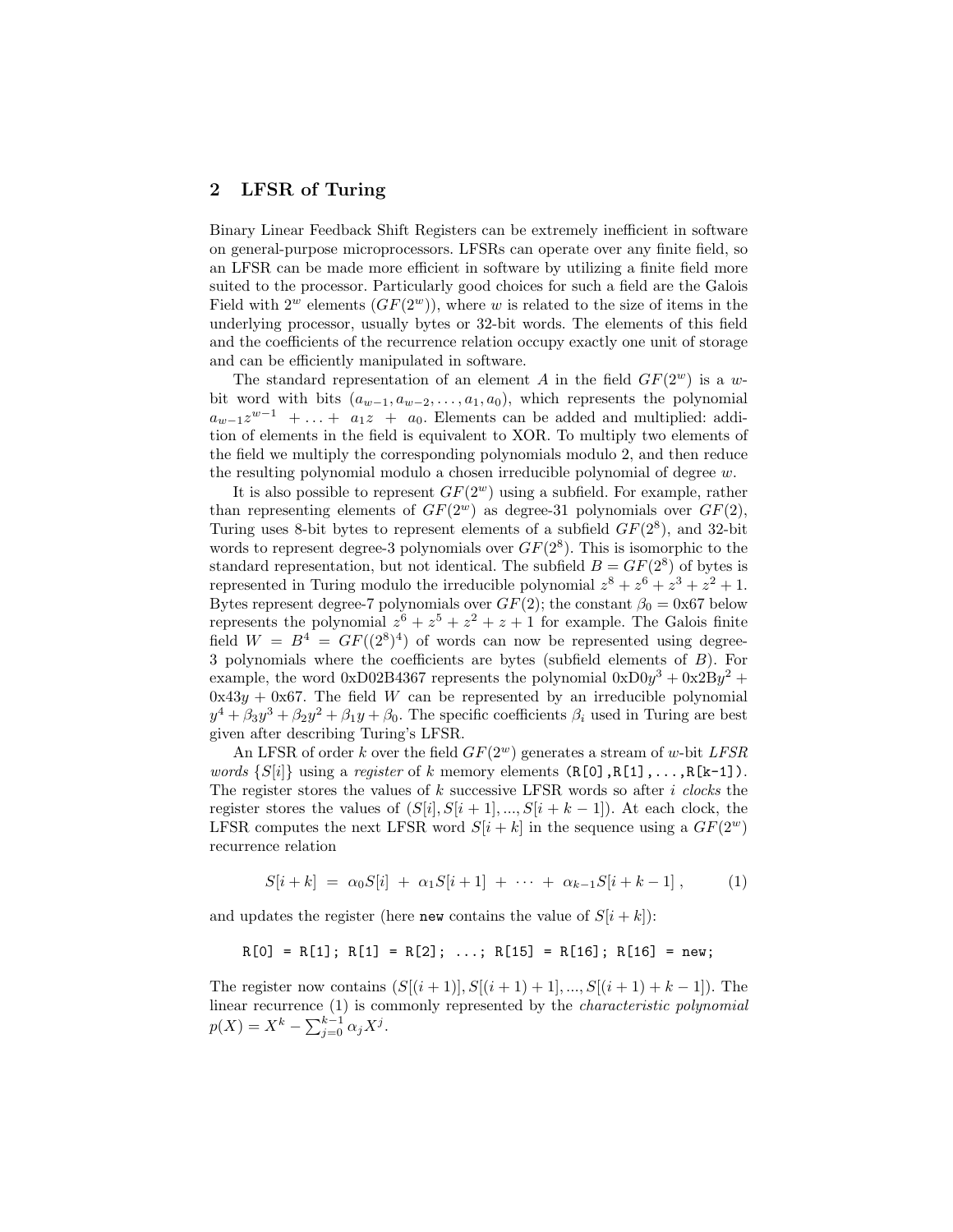## 2 LFSR of Turing

Binary Linear Feedback Shift Registers can be extremely inefficient in software on general-purpose microprocessors. LFSRs can operate over any finite field, so an LFSR can be made more efficient in software by utilizing a finite field more suited to the processor. Particularly good choices for such a field are the Galois Field with $2^w$ elements ($GF(2^w)$), where $w$ is related to the size of items in the underlying processor, usually bytes or 32-bit words. The elements of this field and the coefficients of the recurrence relation occupy exactly one unit of storage and can be efficiently manipulated in software.

The standard representation of an element $A$ in the field $GF(2^w)$ is a $w$-bit word with bits $(a_{w-1}, a_{w-2}, \ldots, a_1, a_0)$, which represents the polynomial $a_{w-1}z^{w-1} + \ldots + a_1 z + a_0$. Elements can be added and multiplied: addition of elements in the field is equivalent to XOR. To multiply two elements of the field we multiply the corresponding polynomials modulo 2, and then reduce the resulting polynomial modulo a chosen irreducible polynomial of degree $w$.

It is also possible to represent $GF(2^w)$ using a subfield. For example, rather than representing elements of $GF(2^w)$ as degree-31 polynomials over $GF(2)$, Turing uses 8-bit bytes to represent elements of a subfield $GF(2^8)$, and 32-bit words to represent degree-3 polynomials over $GF(2^8)$. This is isomorphic to the standard representation, but not identical. The subfield $B = GF(2^8)$ of bytes is represented in Turing modulo the irreducible polynomial $z^8 + z^6 + z^3 + z^2 + 1$. Bytes represent degree-7 polynomials over $GF(2)$; the constant $\beta_0 = \text{0x67}$ below represents the polynomial $z^6 + z^5 + z^2 + z + 1$ for example. The Galois finite field $W = B^4 = GF((2^8)^4)$ of words can now be represented using degree-3 polynomials where the coefficients are bytes (subfield elements of $B$). For example, the word 0xD02B4367 represents the polynomial $\text{0xD0}y^3 + \text{0x2B}y^2 + \text{0x43}y + \text{0x67}$. The field $W$ can be represented by an irreducible polynomial $y^4 + \beta_3 y^3 + \beta_2 y^2 + \beta_1 y + \beta_0$. The specific coefficients $\beta_i$ used in Turing are best given after describing Turing's LFSR.

An LFSR of order $k$ over the field $GF(2^w)$ generates a stream of $w$-bit *LFSR words* $\{S[i]\}$ using a *register* of $k$ memory elements `(R[0],R[1],...,R[k-1])`. The register stores the values of $k$ successive LFSR words so after $i$ *clocks* the register stores the values of $(S[i], S[i+1], ..., S[i+k-1])$. At each clock, the LFSR computes the next LFSR word $S[i+k]$ in the sequence using a $GF(2^w)$ recurrence relation

$$S[i+k] = \alpha_0 S[i] + \alpha_1 S[i+1] + \cdots + \alpha_{k-1} S[i+k-1], \tag{1}$$

and updates the register (here `new` contains the value of $S[i+k]$):

```
R[0] = R[1]; R[1] = R[2]; ...; R[15] = R[16]; R[16] = new;
```

The register now contains $(S[(i+1)], S[(i+1)+1], ..., S[(i+1)+k-1])$. The linear recurrence (1) is commonly represented by the *characteristic polynomial* $p(X) = X^k - \sum_{j=0}^{k-1} \alpha_j X^j$.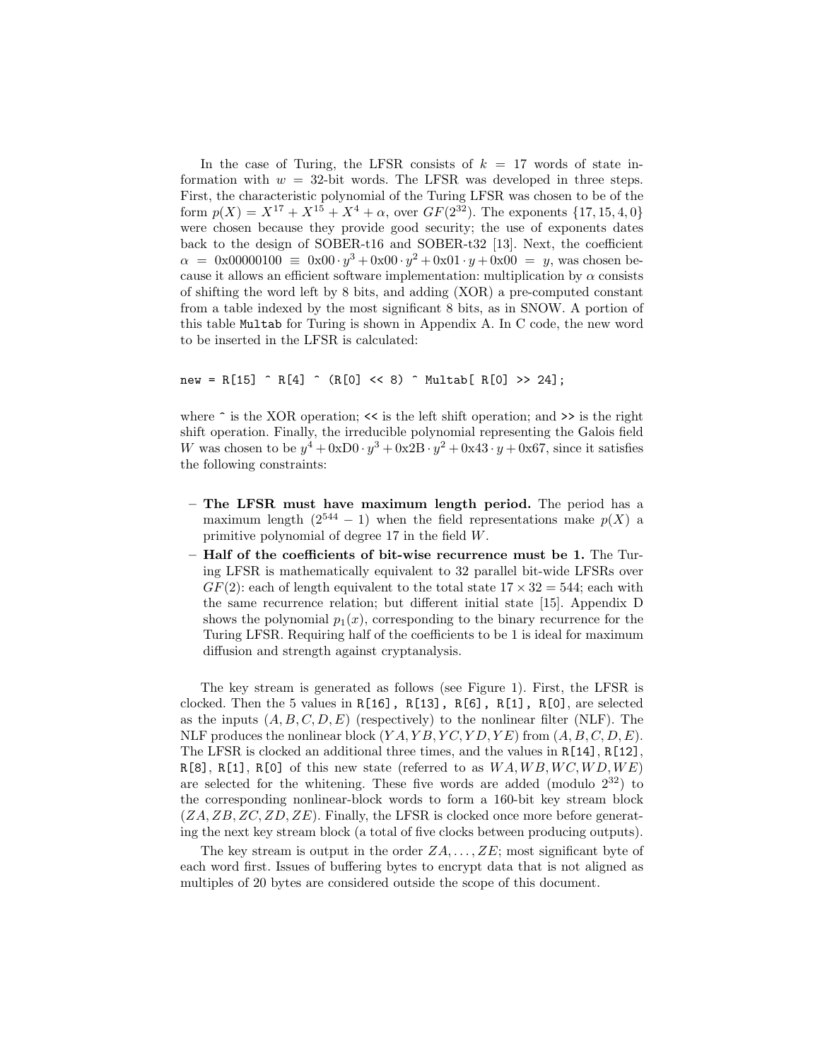In the case of Turing, the LFSR consists of $k = 17$ words of state information with $w = 32$-bit words. The LFSR was developed in three steps. First, the characteristic polynomial of the Turing LFSR was chosen to be of the form $p(X) = X^{17} + X^{15} + X^4 + \alpha$, over $GF(2^{32})$. The exponents $\{17, 15, 4, 0\}$ were chosen because they provide good security; the use of exponents dates back to the design of SOBER-t16 and SOBER-t32 [13]. Next, the coefficient $\alpha = 0x00000100 \equiv 0x00 \cdot y^3 + 0x00 \cdot y^2 + 0x01 \cdot y + 0x00 = y$, was chosen because it allows an efficient software implementation: multiplication by $\alpha$ consists of shifting the word left by 8 bits, and adding (XOR) a pre-computed constant from a table indexed by the most significant 8 bits, as in SNOW. A portion of this table `Multab` for Turing is shown in Appendix A. In C code, the new word to be inserted in the LFSR is calculated:

```
new = R[15] ^ R[4] ^ (R[0] << 8) ^ Multab[ R[0] >> 24];
```

where `^` is the XOR operation; `<<` is the left shift operation; and `>>` is the right shift operation. Finally, the irreducible polynomial representing the Galois field $W$ was chosen to be $y^4 + 0xD0 \cdot y^3 + 0x2B \cdot y^2 + 0x43 \cdot y + 0x67$, since it satisfies the following constraints:

- **The LFSR must have maximum length period.** The period has a maximum length $(2^{544} - 1)$ when the field representations make $p(X)$ a primitive polynomial of degree 17 in the field $W$.
- **Half of the coefficients of bit-wise recurrence must be 1.** The Turing LFSR is mathematically equivalent to 32 parallel bit-wide LFSRs over $GF(2)$: each of length equivalent to the total state $17 \times 32 = 544$; each with the same recurrence relation; but different initial state [15]. Appendix D shows the polynomial $p_1(x)$, corresponding to the binary recurrence for the Turing LFSR. Requiring half of the coefficients to be 1 is ideal for maximum diffusion and strength against cryptanalysis.

The key stream is generated as follows (see Figure 1). First, the LFSR is clocked. Then the 5 values in `R[16]`, `R[13]`, `R[6]`, `R[1]`, `R[0]`, are selected as the inputs $(A, B, C, D, E)$ (respectively) to the nonlinear filter (NLF). The NLF produces the nonlinear block $(YA, YB, YC, YD, YE)$ from $(A, B, C, D, E)$. The LFSR is clocked an additional three times, and the values in `R[14]`, `R[12]`, `R[8]`, `R[1]`, `R[0]` of this new state (referred to as $WA, WB, WC, WD, WE$) are selected for the whitening. These five words are added (modulo $2^{32}$) to the corresponding nonlinear-block words to form a 160-bit key stream block $(ZA, ZB, ZC, ZD, ZE)$. Finally, the LFSR is clocked once more before generating the next key stream block (a total of five clocks between producing outputs).

The key stream is output in the order $ZA, \ldots, ZE$; most significant byte of each word first. Issues of buffering bytes to encrypt data that is not aligned as multiples of 20 bytes are considered outside the scope of this document.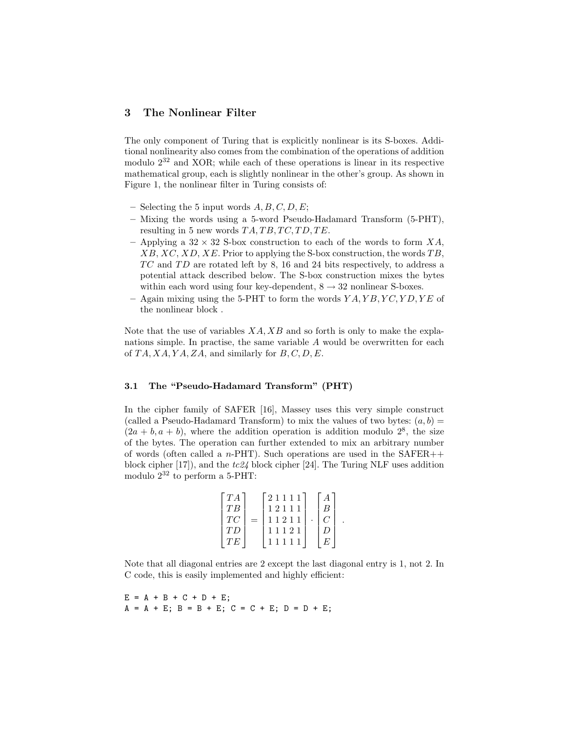## 3 The Nonlinear Filter

The only component of Turing that is explicitly nonlinear is its S-boxes. Additional nonlinearity also comes from the combination of the operations of addition modulo $2^{32}$ and XOR; while each of these operations is linear in its respective mathematical group, each is slightly nonlinear in the other's group. As shown in Figure 1, the nonlinear filter in Turing consists of:

- Selecting the 5 input words $A, B, C, D, E$;
- Mixing the words using a 5-word Pseudo-Hadamard Transform (5-PHT), resulting in 5 new words $TA, TB, TC, TD, TE$.
- Applying a $32 \times 32$ S-box construction to each of the words to form $XA$, $XB$, $XC$, $XD$, $XE$. Prior to applying the S-box construction, the words $TB$, $TC$ and $TD$ are rotated left by 8, 16 and 24 bits respectively, to address a potential attack described below. The S-box construction mixes the bytes within each word using four key-dependent, $8 \rightarrow 32$ nonlinear S-boxes.
- Again mixing using the 5-PHT to form the words $YA, YB, YC, YD, YE$ of the nonlinear block .

Note that the use of variables $XA, XB$ and so forth is only to make the explanations simple. In practise, the same variable $A$ would be overwritten for each of $TA, XA, YA, ZA$, and similarly for $B, C, D, E$.

### 3.1 The "Pseudo-Hadamard Transform" (PHT)

In the cipher family of SAFER [16], Massey uses this very simple construct (called a Pseudo-Hadamard Transform) to mix the values of two bytes: $(a, b) = (2a + b, a + b)$, where the addition operation is addition modulo $2^8$, the size of the bytes. The operation can further extended to mix an arbitrary number of words (often called a $n$-PHT). Such operations are used in the SAFER++ block cipher [17]), and the *tc24* block cipher [24]. The Turing NLF uses addition modulo $2^{32}$ to perform a 5-PHT:

$$\begin{bmatrix} TA \\ TB \\ TC \\ TD \\ TE \end{bmatrix} = \begin{bmatrix} 2\,1\,1\,1\,1 \\ 1\,2\,1\,1\,1 \\ 1\,1\,2\,1\,1 \\ 1\,1\,1\,2\,1 \\ 1\,1\,1\,1\,1 \end{bmatrix} \cdot \begin{bmatrix} A \\ B \\ C \\ D \\ E \end{bmatrix} .$$

Note that all diagonal entries are 2 except the last diagonal entry is 1, not 2. In C code, this is easily implemented and highly efficient:

```
E = A + B + C + D + E;
A = A + E; B = B + E; C = C + E; D = D + E;
```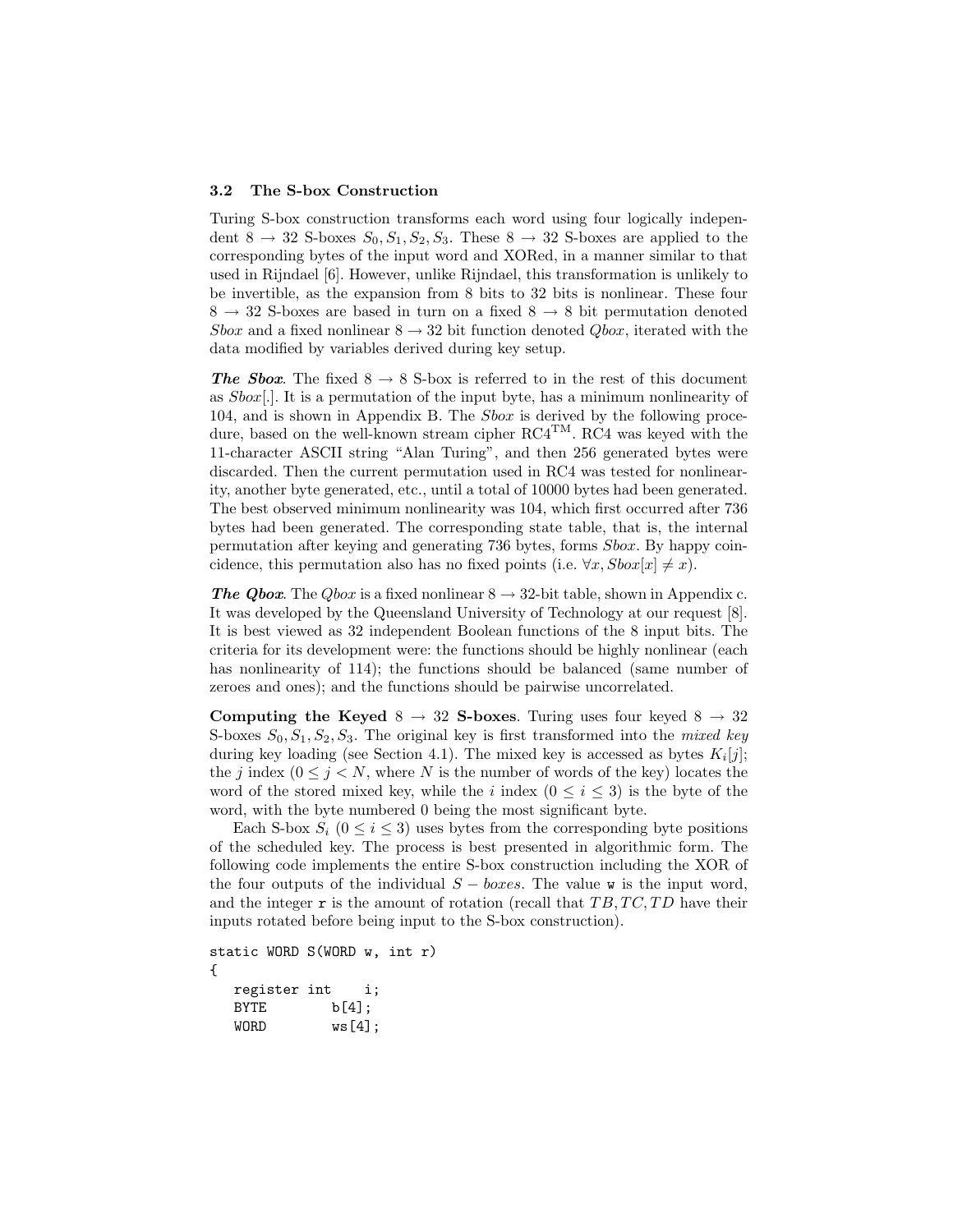### 3.2 The S-box Construction

Turing S-box construction transforms each word using four logically independent $8 \rightarrow 32$ S-boxes $S_0, S_1, S_2, S_3$. These $8 \rightarrow 32$ S-boxes are applied to the corresponding bytes of the input word and XORed, in a manner similar to that used in Rijndael [6]. However, unlike Rijndael, this transformation is unlikely to be invertible, as the expansion from 8 bits to 32 bits is nonlinear. These four $8 \rightarrow 32$ S-boxes are based in turn on a fixed $8 \rightarrow 8$ bit permutation denoted *Sbox* and a fixed nonlinear $8 \rightarrow 32$ bit function denoted *Qbox*, iterated with the data modified by variables derived during key setup.

***The Sbox***. The fixed $8 \rightarrow 8$ S-box is referred to in the rest of this document as *Sbox*[.]. It is a permutation of the input byte, has a minimum nonlinearity of 104, and is shown in Appendix B. The *Sbox* is derived by the following procedure, based on the well-known stream cipher RC4$^{\text{TM}}$. RC4 was keyed with the 11-character ASCII string "Alan Turing", and then 256 generated bytes were discarded. Then the current permutation used in RC4 was tested for nonlinearity, another byte generated, etc., until a total of 10000 bytes had been generated. The best observed minimum nonlinearity was 104, which first occurred after 736 bytes had been generated. The corresponding state table, that is, the internal permutation after keying and generating 736 bytes, forms *Sbox*. By happy coincidence, this permutation also has no fixed points (i.e. $\forall x, Sbox[x] \neq x$).

***The Qbox***. The *Qbox* is a fixed nonlinear $8 \rightarrow 32$-bit table, shown in Appendix c. It was developed by the Queensland University of Technology at our request [8]. It is best viewed as 32 independent Boolean functions of the 8 input bits. The criteria for its development were: the functions should be highly nonlinear (each has nonlinearity of 114); the functions should be balanced (same number of zeroes and ones); and the functions should be pairwise uncorrelated.

**Computing the Keyed $8 \rightarrow 32$ S-boxes**. Turing uses four keyed $8 \rightarrow 32$ S-boxes $S_0, S_1, S_2, S_3$. The original key is first transformed into the *mixed key* during key loading (see Section 4.1). The mixed key is accessed as bytes $K_i[j]$; the $j$ index ($0 \leq j < N$, where $N$ is the number of words of the key) locates the word of the stored mixed key, while the $i$ index ($0 \leq i \leq 3$) is the byte of the word, with the byte numbered 0 being the most significant byte.

Each S-box $S_i$ ($0 \leq i \leq 3$) uses bytes from the corresponding byte positions of the scheduled key. The process is best presented in algorithmic form. The following code implements the entire S-box construction including the XOR of the four outputs of the individual $S-boxes$. The value `w` is the input word, and the integer `r` is the amount of rotation (recall that $TB, TC, TD$ have their inputs rotated before being input to the S-box construction).

```
static WORD S(WORD w, int r)
{
   register int    i;
   BYTE        b[4];
   WORD        ws[4];
```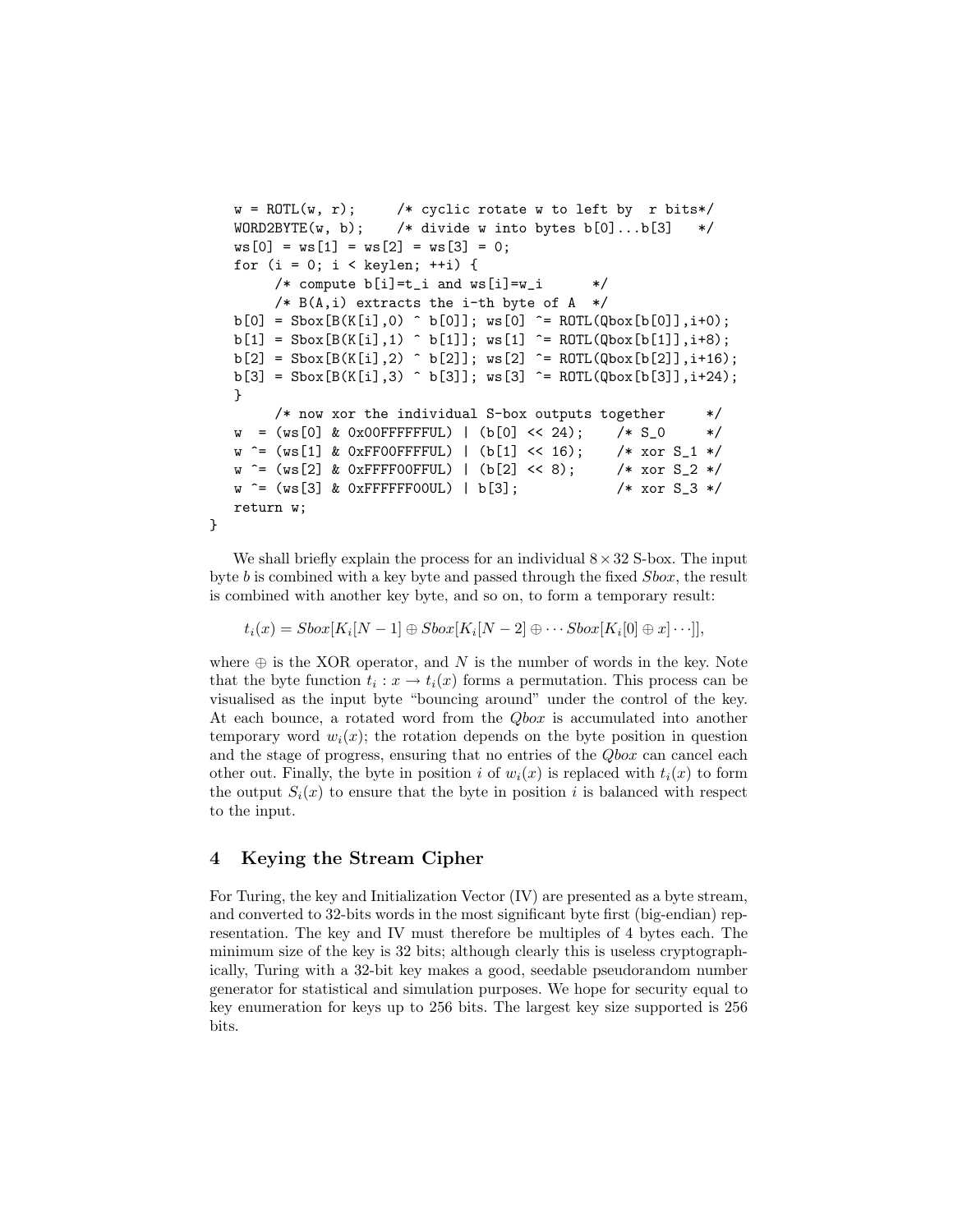```
    w = ROTL(w, r);      /* cyclic rotate w to left by  r bits*/
    WORD2BYTE(w, b);     /* divide w into bytes b[0]...b[3]   */
    ws[0] = ws[1] = ws[2] = ws[3] = 0;
    for (i = 0; i < keylen; ++i) {
         /* compute b[i]=t_i and ws[i]=w_i       */
         /* B(A,i) extracts the i-th byte of A  */
    b[0] = Sbox[B(K[i],0) ^ b[0]]; ws[0] ^= ROTL(Qbox[b[0]],i+0);
    b[1] = Sbox[B(K[i],1) ^ b[1]]; ws[1] ^= ROTL(Qbox[b[1]],i+8);
    b[2] = Sbox[B(K[i],2) ^ b[2]]; ws[2] ^= ROTL(Qbox[b[2]],i+16);
    b[3] = Sbox[B(K[i],3) ^ b[3]]; ws[3] ^= ROTL(Qbox[b[3]],i+24);
    }
         /* now xor the individual S-box outputs together     */
    w  = (ws[0] & 0x00FFFFFFUL) | (b[0] << 24);    /* S_0     */
    w ^= (ws[1] & 0xFF00FFFFUL) | (b[1] << 16);    /* xor S_1 */
    w ^= (ws[2] & 0xFFFF00FFUL) | (b[2] << 8);     /* xor S_2 */
    w ^= (ws[3] & 0xFFFFFF00UL) | b[3];            /* xor S_3 */
    return w;
}
```

We shall briefly explain the process for an individual $8 \times 32$ S-box. The input byte $b$ is combined with a key byte and passed through the fixed *Sbox*, the result is combined with another key byte, and so on, to form a temporary result:

$$t_i(x) = Sbox[K_i[N-1] \oplus Sbox[K_i[N-2] \oplus \cdots Sbox[K_i[0] \oplus x] \cdots]],$$

where $\oplus$ is the XOR operator, and $N$ is the number of words in the key. Note that the byte function $t_i : x \to t_i(x)$ forms a permutation. This process can be visualised as the input byte "bouncing around" under the control of the key. At each bounce, a rotated word from the *Qbox* is accumulated into another temporary word $w_i(x)$; the rotation depends on the byte position in question and the stage of progress, ensuring that no entries of the *Qbox* can cancel each other out. Finally, the byte in position $i$ of $w_i(x)$ is replaced with $t_i(x)$ to form the output $S_i(x)$ to ensure that the byte in position $i$ is balanced with respect to the input.

## 4 Keying the Stream Cipher

For Turing, the key and Initialization Vector (IV) are presented as a byte stream, and converted to 32-bits words in the most significant byte first (big-endian) representation. The key and IV must therefore be multiples of 4 bytes each. The minimum size of the key is 32 bits; although clearly this is useless cryptographically, Turing with a 32-bit key makes a good, seedable pseudorandom number generator for statistical and simulation purposes. We hope for security equal to key enumeration for keys up to 256 bits. The largest key size supported is 256 bits.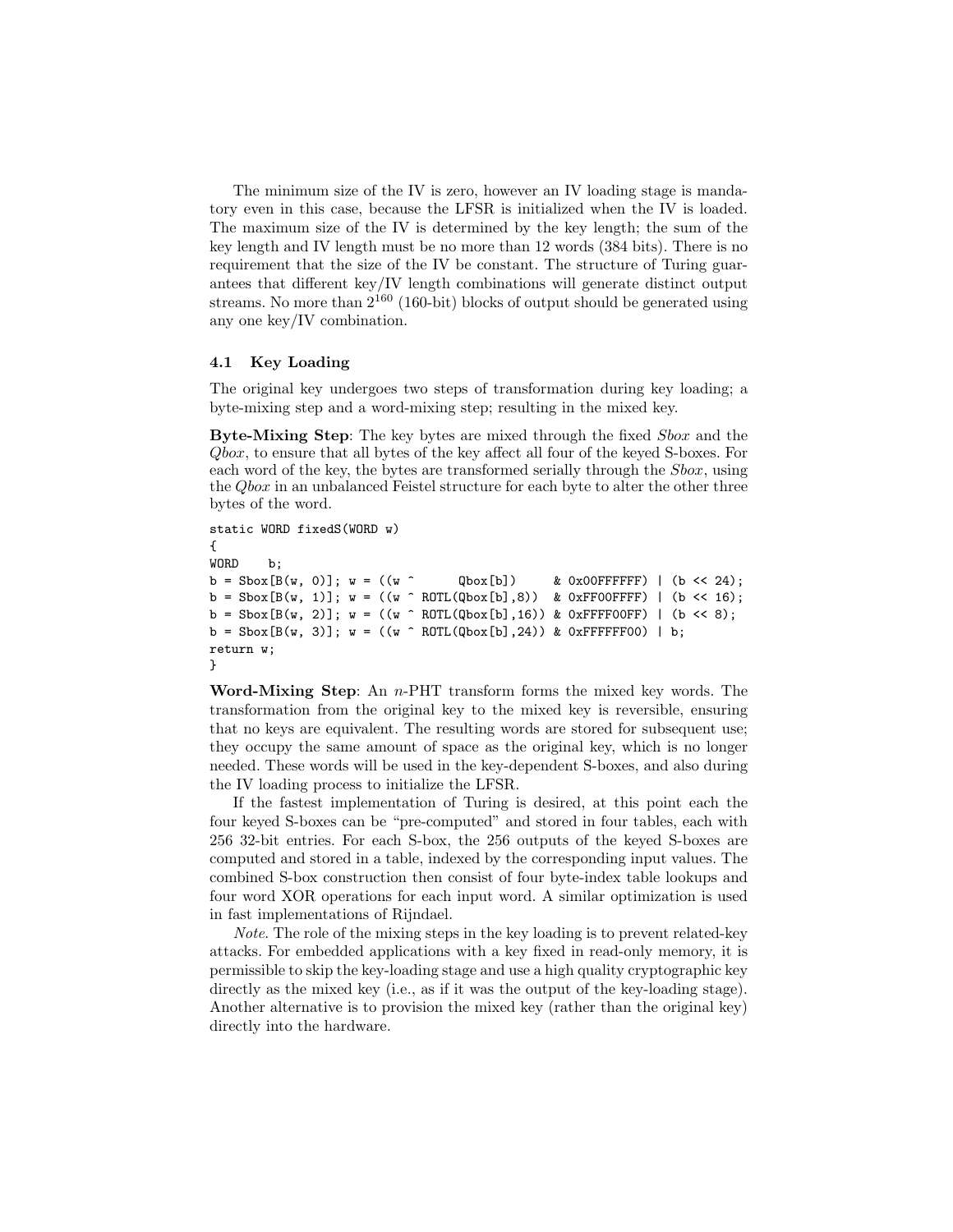The minimum size of the IV is zero, however an IV loading stage is mandatory even in this case, because the LFSR is initialized when the IV is loaded. The maximum size of the IV is determined by the key length; the sum of the key length and IV length must be no more than 12 words (384 bits). There is no requirement that the size of the IV be constant. The structure of Turing guarantees that different key/IV length combinations will generate distinct output streams. No more than $2^{160}$ (160-bit) blocks of output should be generated using any one key/IV combination.

### 4.1 Key Loading

The original key undergoes two steps of transformation during key loading; a byte-mixing step and a word-mixing step; resulting in the mixed key.

**Byte-Mixing Step**: The key bytes are mixed through the fixed *Sbox* and the *Qbox*, to ensure that all bytes of the key affect all four of the keyed S-boxes. For each word of the key, the bytes are transformed serially through the *Sbox*, using the *Qbox* in an unbalanced Feistel structure for each byte to alter the other three bytes of the word.

```
static WORD fixedS(WORD w)
{
WORD    b;
b = Sbox[B(w, 0)]; w = ((w ^      Qbox[b])     & 0x00FFFFFF) | (b << 24);
b = Sbox[B(w, 1)]; w = ((w ^ ROTL(Qbox[b],8))  & 0xFF00FFFF) | (b << 16);
b = Sbox[B(w, 2)]; w = ((w ^ ROTL(Qbox[b],16)) & 0xFFFF00FF) | (b << 8);
b = Sbox[B(w, 3)]; w = ((w ^ ROTL(Qbox[b],24)) & 0xFFFFFF00) | b;
return w;
}
```

**Word-Mixing Step**: An $n$-PHT transform forms the mixed key words. The transformation from the original key to the mixed key is reversible, ensuring that no keys are equivalent. The resulting words are stored for subsequent use; they occupy the same amount of space as the original key, which is no longer needed. These words will be used in the key-dependent S-boxes, and also during the IV loading process to initialize the LFSR.

If the fastest implementation of Turing is desired, at this point each the four keyed S-boxes can be "pre-computed" and stored in four tables, each with 256 32-bit entries. For each S-box, the 256 outputs of the keyed S-boxes are computed and stored in a table, indexed by the corresponding input values. The combined S-box construction then consist of four byte-index table lookups and four word XOR operations for each input word. A similar optimization is used in fast implementations of Rijndael.

*Note*. The role of the mixing steps in the key loading is to prevent related-key attacks. For embedded applications with a key fixed in read-only memory, it is permissible to skip the key-loading stage and use a high quality cryptographic key directly as the mixed key (i.e., as if it was the output of the key-loading stage). Another alternative is to provision the mixed key (rather than the original key) directly into the hardware.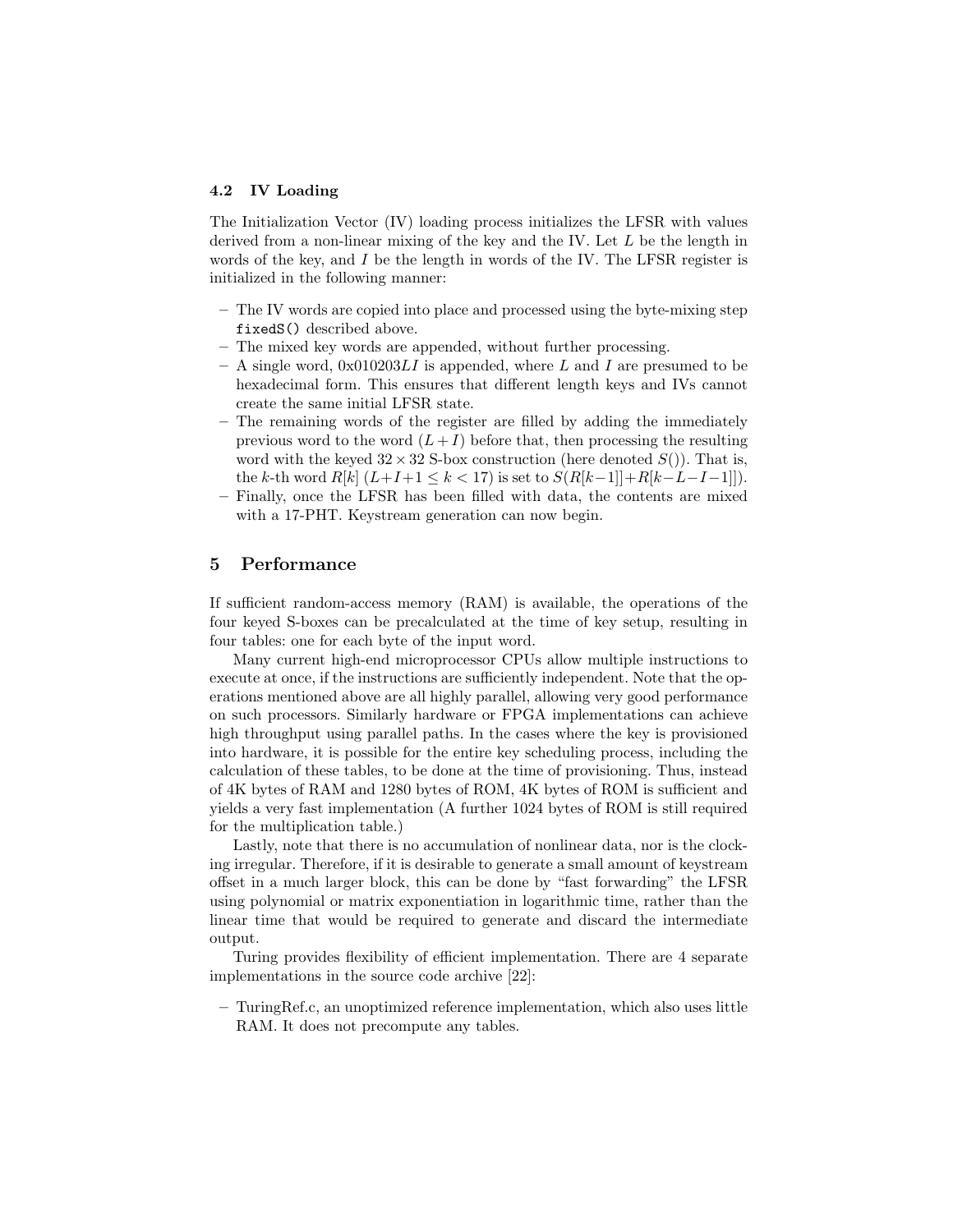### 4.2 IV Loading

The Initialization Vector (IV) loading process initializes the LFSR with values derived from a non-linear mixing of the key and the IV. Let $L$ be the length in words of the key, and $I$ be the length in words of the IV. The LFSR register is initialized in the following manner:

- The IV words are copied into place and processed using the byte-mixing step `fixedS()` described above.
- The mixed key words are appended, without further processing.
- A single word, 0x010203$LI$ is appended, where $L$ and $I$ are presumed to be hexadecimal form. This ensures that different length keys and IVs cannot create the same initial LFSR state.
- The remaining words of the register are filled by adding the immediately previous word to the word $(L+I)$ before that, then processing the resulting word with the keyed $32 \times 32$ S-box construction (here denoted $S()$). That is, the $k$-th word $R[k]$ $(L+I+1 \leq k < 17)$ is set to $S(R[k-1]+R[k-L-I-1])$.
- Finally, once the LFSR has been filled with data, the contents are mixed with a 17-PHT. Keystream generation can now begin.

## 5 Performance

If sufficient random-access memory (RAM) is available, the operations of the four keyed S-boxes can be precalculated at the time of key setup, resulting in four tables: one for each byte of the input word.

Many current high-end microprocessor CPUs allow multiple instructions to execute at once, if the instructions are sufficiently independent. Note that the operations mentioned above are all highly parallel, allowing very good performance on such processors. Similarly hardware or FPGA implementations can achieve high throughput using parallel paths. In the cases where the key is provisioned into hardware, it is possible for the entire key scheduling process, including the calculation of these tables, to be done at the time of provisioning. Thus, instead of 4K bytes of RAM and 1280 bytes of ROM, 4K bytes of ROM is sufficient and yields a very fast implementation (A further 1024 bytes of ROM is still required for the multiplication table.)

Lastly, note that there is no accumulation of nonlinear data, nor is the clocking irregular. Therefore, if it is desirable to generate a small amount of keystream offset in a much larger block, this can be done by "fast forwarding" the LFSR using polynomial or matrix exponentiation in logarithmic time, rather than the linear time that would be required to generate and discard the intermediate output.

Turing provides flexibility of efficient implementation. There are 4 separate implementations in the source code archive [22]:

- TuringRef.c, an unoptimized reference implementation, which also uses little RAM. It does not precompute any tables.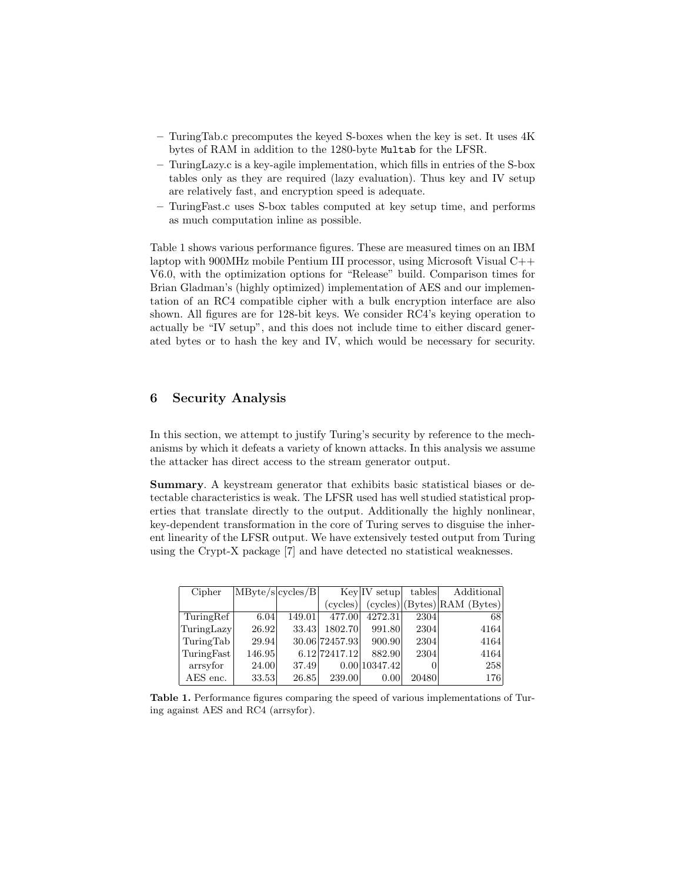– TuringTab.c precomputes the keyed S-boxes when the key is set. It uses 4K bytes of RAM in addition to the 1280-byte `Multab` for the LFSR.
– TuringLazy.c is a key-agile implementation, which fills in entries of the S-box tables only as they are required (lazy evaluation). Thus key and IV setup are relatively fast, and encryption speed is adequate.
– TuringFast.c uses S-box tables computed at key setup time, and performs as much computation inline as possible.

Table 1 shows various performance figures. These are measured times on an IBM laptop with 900MHz mobile Pentium III processor, using Microsoft Visual C++ V6.0, with the optimization options for "Release" build. Comparison times for Brian Gladman's (highly optimized) implementation of AES and our implementation of an RC4 compatible cipher with a bulk encryption interface are also shown. All figures are for 128-bit keys. We consider RC4's keying operation to actually be "IV setup", and this does not include time to either discard generated bytes or to hash the key and IV, which would be necessary for security.

## 6 Security Analysis

In this section, we attempt to justify Turing's security by reference to the mechanisms by which it defeats a variety of known attacks. In this analysis we assume the attacker has direct access to the stream generator output.

**Summary**. A keystream generator that exhibits basic statistical biases or detectable characteristics is weak. The LFSR used has well studied statistical properties that translate directly to the output. Additionally the highly nonlinear, key-dependent transformation in the core of Turing serves to disguise the inherent linearity of the LFSR output. We have extensively tested output from Turing using the Crypt-X package [7] and have detected no statistical weaknesses.

| Cipher | MByte/s | cycles/B | Key (cycles) | IV setup (cycles) | tables (Bytes) | Additional RAM (Bytes) |
|---|---|---|---|---|---|---|
| TuringRef | 6.04 | 149.01 | 477.00 | 4272.31 | 2304 | 68 |
| TuringLazy | 26.92 | 33.43 | 1802.70 | 991.80 | 2304 | 4164 |
| TuringTab | 29.94 | 30.06 | 72457.93 | 900.90 | 2304 | 4164 |
| TuringFast | 146.95 | 6.12 | 72417.12 | 882.90 | 2304 | 4164 |
| arrsyfor | 24.00 | 37.49 | 0.00 | 10347.42 | 0 | 258 |
| AES enc. | 33.53 | 26.85 | 239.00 | 0.00 | 20480 | 176 |

**Table 1.** Performance figures comparing the speed of various implementations of Turing against AES and RC4 (arrsyfor).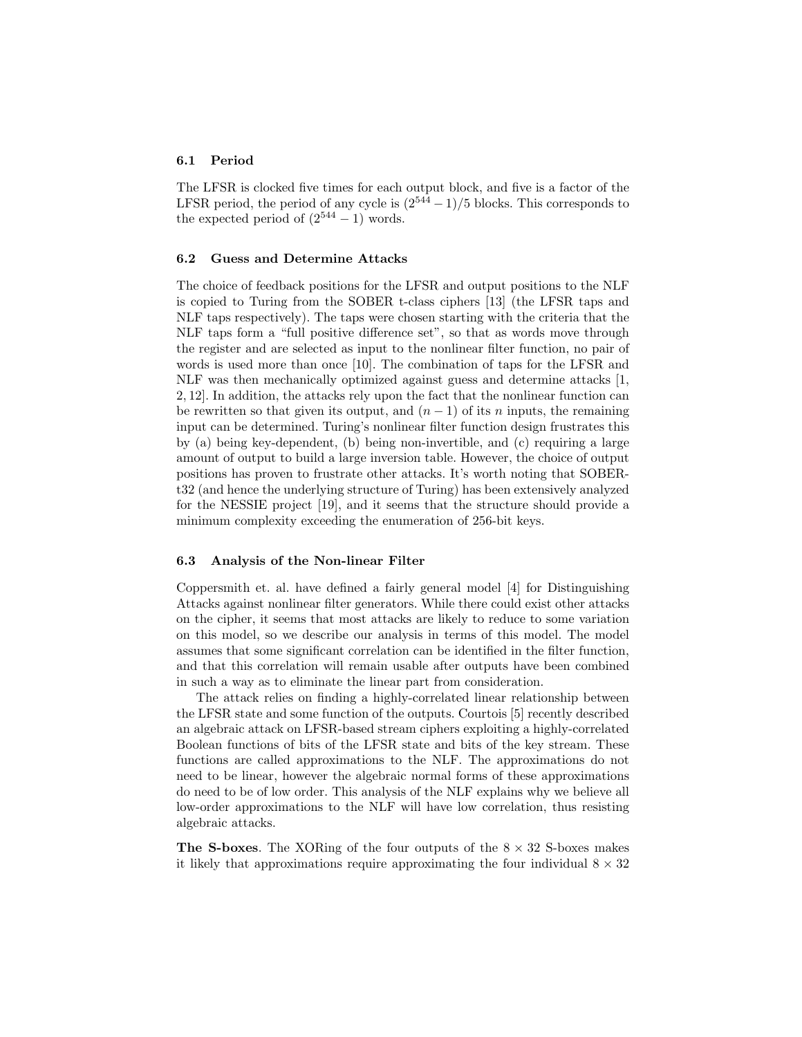### 6.1 Period

The LFSR is clocked five times for each output block, and five is a factor of the LFSR period, the period of any cycle is $(2^{544}-1)/5$ blocks. This corresponds to the expected period of $(2^{544}-1)$ words.

### 6.2 Guess and Determine Attacks

The choice of feedback positions for the LFSR and output positions to the NLF is copied to Turing from the SOBER t-class ciphers [13] (the LFSR taps and NLF taps respectively). The taps were chosen starting with the criteria that the NLF taps form a "full positive difference set", so that as words move through the register and are selected as input to the nonlinear filter function, no pair of words is used more than once [10]. The combination of taps for the LFSR and NLF was then mechanically optimized against guess and determine attacks [1, 2, 12]. In addition, the attacks rely upon the fact that the nonlinear function can be rewritten so that given its output, and $(n-1)$ of its $n$ inputs, the remaining input can be determined. Turing's nonlinear filter function design frustrates this by (a) being key-dependent, (b) being non-invertible, and (c) requiring a large amount of output to build a large inversion table. However, the choice of output positions has proven to frustrate other attacks. It's worth noting that SOBER-t32 (and hence the underlying structure of Turing) has been extensively analyzed for the NESSIE project [19], and it seems that the structure should provide a minimum complexity exceeding the enumeration of 256-bit keys.

### 6.3 Analysis of the Non-linear Filter

Coppersmith et. al. have defined a fairly general model [4] for Distinguishing Attacks against nonlinear filter generators. While there could exist other attacks on the cipher, it seems that most attacks are likely to reduce to some variation on this model, so we describe our analysis in terms of this model. The model assumes that some significant correlation can be identified in the filter function, and that this correlation will remain usable after outputs have been combined in such a way as to eliminate the linear part from consideration.

The attack relies on finding a highly-correlated linear relationship between the LFSR state and some function of the outputs. Courtois [5] recently described an algebraic attack on LFSR-based stream ciphers exploiting a highly-correlated Boolean functions of bits of the LFSR state and bits of the key stream. These functions are called approximations to the NLF. The approximations do not need to be linear, however the algebraic normal forms of these approximations do need to be of low order. This analysis of the NLF explains why we believe all low-order approximations to the NLF will have low correlation, thus resisting algebraic attacks.

**The S-boxes**. The XORing of the four outputs of the $8 \times 32$ S-boxes makes it likely that approximations require approximating the four individual $8 \times 32$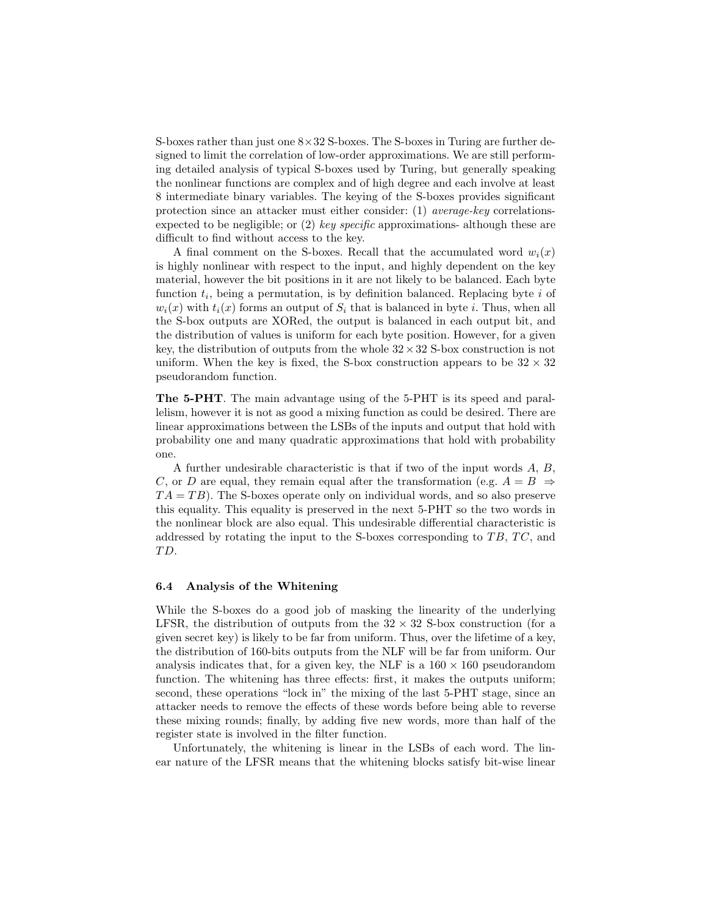S-boxes rather than just one $8 \times 32$ S-boxes. The S-boxes in Turing are further designed to limit the correlation of low-order approximations. We are still performing detailed analysis of typical S-boxes used by Turing, but generally speaking the nonlinear functions are complex and of high degree and each involve at least 8 intermediate binary variables. The keying of the S-boxes provides significant protection since an attacker must either consider: (1) *average-key* correlations- expected to be negligible; or (2) *key specific* approximations- although these are difficult to find without access to the key.

A final comment on the S-boxes. Recall that the accumulated word $w_i(x)$ is highly nonlinear with respect to the input, and highly dependent on the key material, however the bit positions in it are not likely to be balanced. Each byte function $t_i$, being a permutation, is by definition balanced. Replacing byte $i$ of $w_i(x)$ with $t_i(x)$ forms an output of $S_i$ that is balanced in byte $i$. Thus, when all the S-box outputs are XORed, the output is balanced in each output bit, and the distribution of values is uniform for each byte position. However, for a given key, the distribution of outputs from the whole $32 \times 32$ S-box construction is not uniform. When the key is fixed, the S-box construction appears to be $32 \times 32$ pseudorandom function.

**The 5-PHT**. The main advantage using of the 5-PHT is its speed and parallelism, however it is not as good a mixing function as could be desired. There are linear approximations between the LSBs of the inputs and output that hold with probability one and many quadratic approximations that hold with probability one.

A further undesirable characteristic is that if two of the input words $A$, $B$, $C$, or $D$ are equal, they remain equal after the transformation (e.g. $A = B \Rightarrow TA = TB$). The S-boxes operate only on individual words, and so also preserve this equality. This equality is preserved in the next 5-PHT so the two words in the nonlinear block are also equal. This undesirable differential characteristic is addressed by rotating the input to the S-boxes corresponding to $TB$, $TC$, and $TD$.

### 6.4 Analysis of the Whitening

While the S-boxes do a good job of masking the linearity of the underlying LFSR, the distribution of outputs from the $32 \times 32$ S-box construction (for a given secret key) is likely to be far from uniform. Thus, over the lifetime of a key, the distribution of 160-bits outputs from the NLF will be far from uniform. Our analysis indicates that, for a given key, the NLF is a $160 \times 160$ pseudorandom function. The whitening has three effects: first, it makes the outputs uniform; second, these operations "lock in" the mixing of the last 5-PHT stage, since an attacker needs to remove the effects of these words before being able to reverse these mixing rounds; finally, by adding five new words, more than half of the register state is involved in the filter function.

Unfortunately, the whitening is linear in the LSBs of each word. The linear nature of the LFSR means that the whitening blocks satisfy bit-wise linear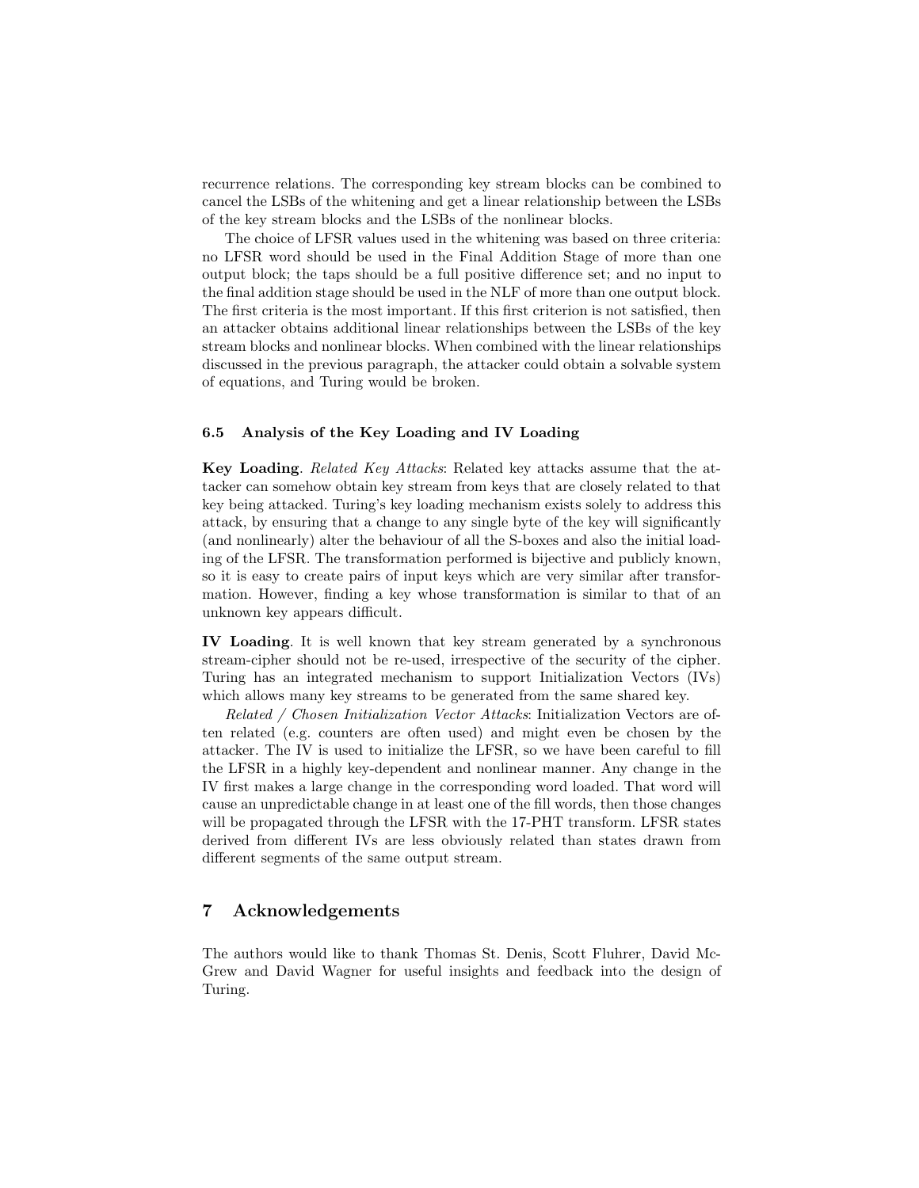recurrence relations. The corresponding key stream blocks can be combined to cancel the LSBs of the whitening and get a linear relationship between the LSBs of the key stream blocks and the LSBs of the nonlinear blocks.

The choice of LFSR values used in the whitening was based on three criteria: no LFSR word should be used in the Final Addition Stage of more than one output block; the taps should be a full positive difference set; and no input to the final addition stage should be used in the NLF of more than one output block. The first criteria is the most important. If this first criterion is not satisfied, then an attacker obtains additional linear relationships between the LSBs of the key stream blocks and nonlinear blocks. When combined with the linear relationships discussed in the previous paragraph, the attacker could obtain a solvable system of equations, and Turing would be broken.

### 6.5 Analysis of the Key Loading and IV Loading

**Key Loading**. *Related Key Attacks*: Related key attacks assume that the attacker can somehow obtain key stream from keys that are closely related to that key being attacked. Turing's key loading mechanism exists solely to address this attack, by ensuring that a change to any single byte of the key will significantly (and nonlinearly) alter the behaviour of all the S-boxes and also the initial loading of the LFSR. The transformation performed is bijective and publicly known, so it is easy to create pairs of input keys which are very similar after transformation. However, finding a key whose transformation is similar to that of an unknown key appears difficult.

**IV Loading**. It is well known that key stream generated by a synchronous stream-cipher should not be re-used, irrespective of the security of the cipher. Turing has an integrated mechanism to support Initialization Vectors (IVs) which allows many key streams to be generated from the same shared key.

*Related / Chosen Initialization Vector Attacks*: Initialization Vectors are often related (e.g. counters are often used) and might even be chosen by the attacker. The IV is used to initialize the LFSR, so we have been careful to fill the LFSR in a highly key-dependent and nonlinear manner. Any change in the IV first makes a large change in the corresponding word loaded. That word will cause an unpredictable change in at least one of the fill words, then those changes will be propagated through the LFSR with the 17-PHT transform. LFSR states derived from different IVs are less obviously related than states drawn from different segments of the same output stream.

## 7 Acknowledgements

The authors would like to thank Thomas St. Denis, Scott Fluhrer, David McGrew and David Wagner for useful insights and feedback into the design of Turing.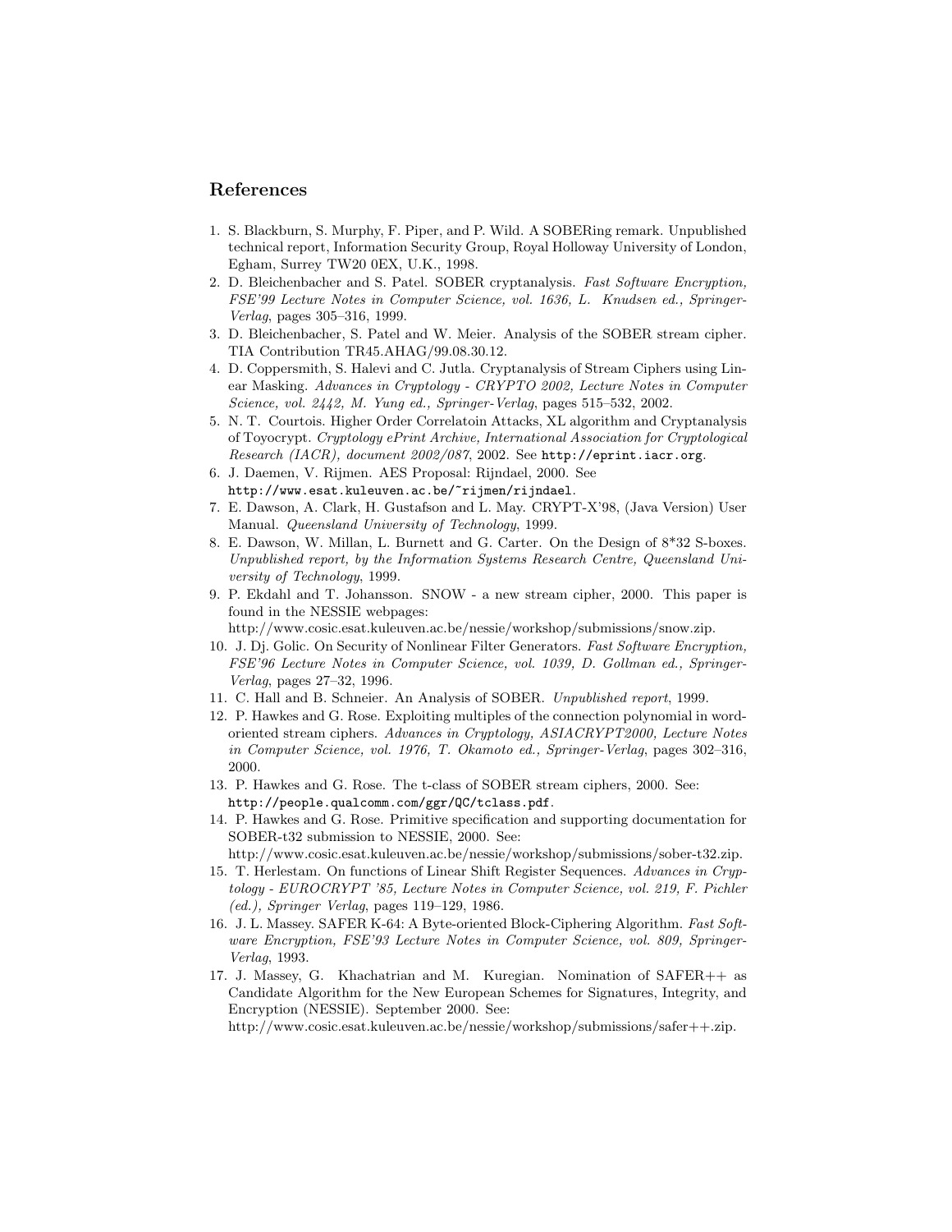## References

1. S. Blackburn, S. Murphy, F. Piper, and P. Wild. A SOBERing remark. Unpublished technical report, Information Security Group, Royal Holloway University of London, Egham, Surrey TW20 0EX, U.K., 1998.
2. D. Bleichenbacher and S. Patel. SOBER cryptanalysis. *Fast Software Encryption, FSE'99 Lecture Notes in Computer Science, vol. 1636, L. Knudsen ed., Springer-Verlag*, pages 305–316, 1999.
3. D. Bleichenbacher, S. Patel and W. Meier. Analysis of the SOBER stream cipher. TIA Contribution TR45.AHAG/99.08.30.12.
4. D. Coppersmith, S. Halevi and C. Jutla. Cryptanalysis of Stream Ciphers using Linear Masking. *Advances in Cryptology - CRYPTO 2002, Lecture Notes in Computer Science, vol. 2442, M. Yung ed., Springer-Verlag*, pages 515–532, 2002.
5. N. T. Courtois. Higher Order Correlatoin Attacks, XL algorithm and Cryptanalysis of Toyocrypt. *Cryptology ePrint Archive, International Association for Cryptological Research (IACR), document 2002/087*, 2002. See `http://eprint.iacr.org`.
6. J. Daemen, V. Rijmen. AES Proposal: Rijndael, 2000. See `http://www.esat.kuleuven.ac.be/~rijmen/rijndael`.
7. E. Dawson, A. Clark, H. Gustafson and L. May. CRYPT-X'98, (Java Version) User Manual. *Queensland University of Technology*, 1999.
8. E. Dawson, W. Millan, L. Burnett and G. Carter. On the Design of 8*32 S-boxes. *Unpublished report, by the Information Systems Research Centre, Queensland University of Technology*, 1999.
9. P. Ekdahl and T. Johansson. SNOW - a new stream cipher, 2000. This paper is found in the NESSIE webpages: http://www.cosic.esat.kuleuven.ac.be/nessie/workshop/submissions/snow.zip.
10. J. Dj. Golic. On Security of Nonlinear Filter Generators. *Fast Software Encryption, FSE'96 Lecture Notes in Computer Science, vol. 1039, D. Gollman ed., Springer-Verlag*, pages 27–32, 1996.
11. C. Hall and B. Schneier. An Analysis of SOBER. *Unpublished report*, 1999.
12. P. Hawkes and G. Rose. Exploiting multiples of the connection polynomial in word-oriented stream ciphers. *Advances in Cryptology, ASIACRYPT2000, Lecture Notes in Computer Science, vol. 1976, T. Okamoto ed., Springer-Verlag*, pages 302–316, 2000.
13. P. Hawkes and G. Rose. The t-class of SOBER stream ciphers, 2000. See: `http://people.qualcomm.com/ggr/QC/tclass.pdf`.
14. P. Hawkes and G. Rose. Primitive specification and supporting documentation for SOBER-t32 submission to NESSIE, 2000. See: http://www.cosic.esat.kuleuven.ac.be/nessie/workshop/submissions/sober-t32.zip.
15. T. Herlestam. On functions of Linear Shift Register Sequences. *Advances in Cryptology - EUROCRYPT '85, Lecture Notes in Computer Science, vol. 219, F. Pichler (ed.), Springer Verlag*, pages 119–129, 1986.
16. J. L. Massey. SAFER K-64: A Byte-oriented Block-Ciphering Algorithm. *Fast Software Encryption, FSE'93 Lecture Notes in Computer Science, vol. 809, Springer-Verlag*, 1993.
17. J. Massey, G. Khachatrian and M. Kuregian. Nomination of SAFER++ as Candidate Algorithm for the New European Schemes for Signatures, Integrity, and Encryption (NESSIE). September 2000. See: http://www.cosic.esat.kuleuven.ac.be/nessie/workshop/submissions/safer++.zip.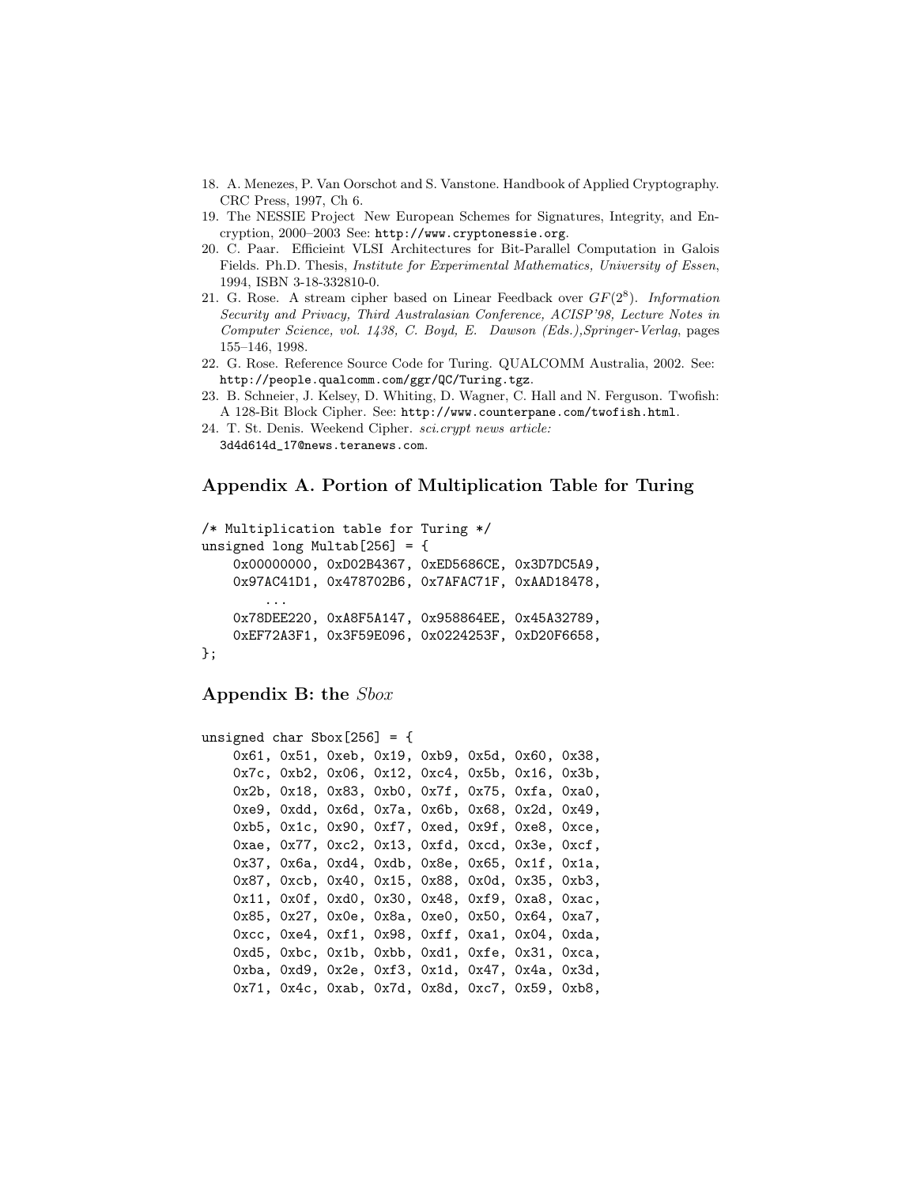18. A. Menezes, P. Van Oorschot and S. Vanstone. Handbook of Applied Cryptography. CRC Press, 1997, Ch 6.
19. The NESSIE Project New European Schemes for Signatures, Integrity, and Encryption, 2000–2003 See: http://www.cryptonessie.org.
20. C. Paar. Efficieint VLSI Architectures for Bit-Parallel Computation in Galois Fields. Ph.D. Thesis, *Institute for Experimental Mathematics, University of Essen*, 1994, ISBN 3-18-332810-0.
21. G. Rose. A stream cipher based on Linear Feedback over $GF(2^8)$. *Information Security and Privacy, Third Australasian Conference, ACISP'98, Lecture Notes in Computer Science, vol. 1438, C. Boyd, E. Dawson (Eds.),Springer-Verlag*, pages 155–146, 1998.
22. G. Rose. Reference Source Code for Turing. QUALCOMM Australia, 2002. See: http://people.qualcomm.com/ggr/QC/Turing.tgz.
23. B. Schneier, J. Kelsey, D. Whiting, D. Wagner, C. Hall and N. Ferguson. Twofish: A 128-Bit Block Cipher. See: http://www.counterpane.com/twofish.html.
24. T. St. Denis. Weekend Cipher. *sci.crypt news article:* 3d4d614d_17@news.teranews.com.

## Appendix A. Portion of Multiplication Table for Turing

```
/* Multiplication table for Turing */
unsigned long Multab[256] = {
    0x00000000, 0xD02B4367, 0xED5686CE, 0x3D7DC5A9,
    0x97AC41D1, 0x478702B6, 0x7AFAC71F, 0xAAD18478,
        ...
    0x78DEE220, 0xA8F5A147, 0x958864EE, 0x45A32789,
    0xEF72A3F1, 0x3F59E096, 0x0224253F, 0xD20F6658,
};
```

## Appendix B: the *Sbox*

```
unsigned char Sbox[256] = {
    0x61, 0x51, 0xeb, 0x19, 0xb9, 0x5d, 0x60, 0x38,
    0x7c, 0xb2, 0x06, 0x12, 0xc4, 0x5b, 0x16, 0x3b,
    0x2b, 0x18, 0x83, 0xb0, 0x7f, 0x75, 0xfa, 0xa0,
    0xe9, 0xdd, 0x6d, 0x7a, 0x6b, 0x68, 0x2d, 0x49,
    0xb5, 0x1c, 0x90, 0xf7, 0xed, 0x9f, 0xe8, 0xce,
    0xae, 0x77, 0xc2, 0x13, 0xfd, 0xcd, 0x3e, 0xcf,
    0x37, 0x6a, 0xd4, 0xdb, 0x8e, 0x65, 0x1f, 0x1a,
    0x87, 0xcb, 0x40, 0x15, 0x88, 0x0d, 0x35, 0xb3,
    0x11, 0x0f, 0xd0, 0x30, 0x48, 0xf9, 0xa8, 0xac,
    0x85, 0x27, 0x0e, 0x8a, 0xe0, 0x50, 0x64, 0xa7,
    0xcc, 0xe4, 0xf1, 0x98, 0xff, 0xa1, 0x04, 0xda,
    0xd5, 0xbc, 0x1b, 0xbb, 0xd1, 0xfe, 0x31, 0xca,
    0xba, 0xd9, 0x2e, 0xf3, 0x1d, 0x47, 0x4a, 0x3d,
    0x71, 0x4c, 0xab, 0x7d, 0x8d, 0xc7, 0x59, 0xb8,
```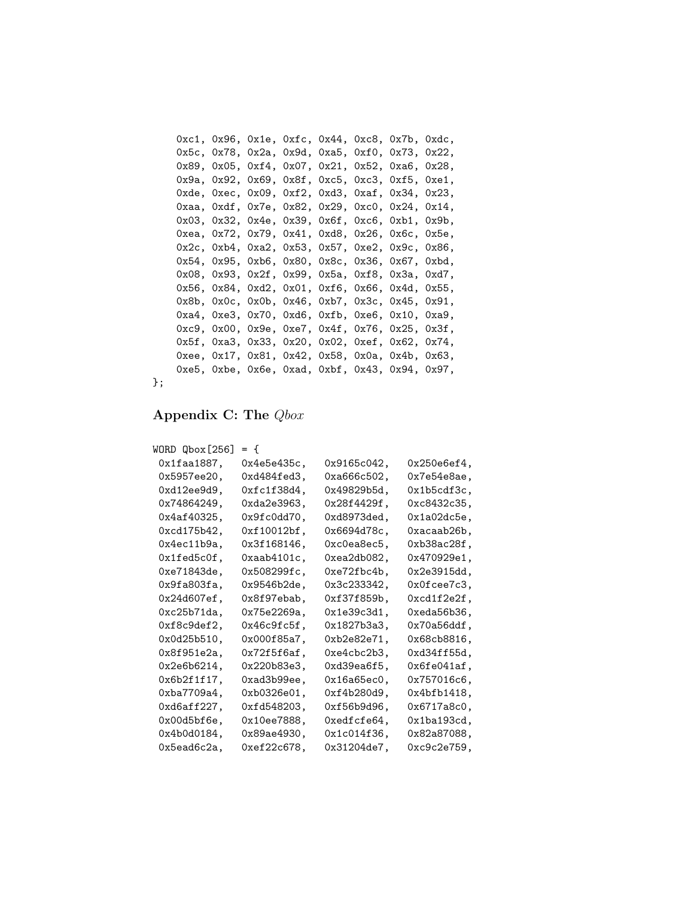```
    0xc1, 0x96, 0x1e, 0xfc, 0x44, 0xc8, 0x7b, 0xdc,
    0x5c, 0x78, 0x2a, 0x9d, 0xa5, 0xf0, 0x73, 0x22,
    0x89, 0x05, 0xf4, 0x07, 0x21, 0x52, 0xa6, 0x28,
    0x9a, 0x92, 0x69, 0x8f, 0xc5, 0xc3, 0xf5, 0xe1,
    0xde, 0xec, 0x09, 0xf2, 0xd3, 0xaf, 0x34, 0x23,
    0xaa, 0xdf, 0x7e, 0x82, 0x29, 0xc0, 0x24, 0x14,
    0x03, 0x32, 0x4e, 0x39, 0x6f, 0xc6, 0xb1, 0x9b,
    0xea, 0x72, 0x79, 0x41, 0xd8, 0x26, 0x6c, 0x5e,
    0x2c, 0xb4, 0xa2, 0x53, 0x57, 0xe2, 0x9c, 0x86,
    0x54, 0x95, 0xb6, 0x80, 0x8c, 0x36, 0x67, 0xbd,
    0x08, 0x93, 0x2f, 0x99, 0x5a, 0xf8, 0x3a, 0xd7,
    0x56, 0x84, 0xd2, 0x01, 0xf6, 0x66, 0x4d, 0x55,
    0x8b, 0x0c, 0x0b, 0x46, 0xb7, 0x3c, 0x45, 0x91,
    0xa4, 0xe3, 0x70, 0xd6, 0xfb, 0xe6, 0x10, 0xa9,
    0xc9, 0x00, 0x9e, 0xe7, 0x4f, 0x76, 0x25, 0x3f,
    0x5f, 0xa3, 0x33, 0x20, 0x02, 0xef, 0x62, 0x74,
    0xee, 0x17, 0x81, 0x42, 0x58, 0x0a, 0x4b, 0x63,
    0xe5, 0xbe, 0x6e, 0xad, 0xbf, 0x43, 0x94, 0x97,
};
```

## Appendix C: The *Qbox*

```
WORD Qbox[256] = {
 0x1faa1887,  0x4e5e435c,  0x9165c042,  0x250e6ef4,
 0x5957ee20,  0xd484fed3,  0xa666c502,  0x7e54e8ae,
 0xd12ee9d9,  0xfc1f38d4,  0x49829b5d,  0x1b5cdf3c,
 0x74864249,  0xda2e3963,  0x28f4429f,  0xc8432c35,
 0x4af40325,  0x9fc0dd70,  0xd8973ded,  0x1a02dc5e,
 0xcd175b42,  0xf10012bf,  0x6694d78c,  0xacaab26b,
 0x4ec11b9a,  0x3f168146,  0xc0ea8ec5,  0xb38ac28f,
 0x1fed5c0f,  0xaab4101c,  0xea2db082,  0x470929e1,
 0xe71843de,  0x508299fc,  0xe72fbc4b,  0x2e3915dd,
 0x9fa803fa,  0x9546b2de,  0x3c233342,  0x0fcee7c3,
 0x24d607ef,  0x8f97ebab,  0xf37f859b,  0xcd1f2e2f,
 0xc25b71da,  0x75e2269a,  0x1e39c3d1,  0xeda56b36,
 0xf8c9def2,  0x46c9fc5f,  0x1827b3a3,  0x70a56ddf,
 0x0d25b510,  0x000f85a7,  0xb2e82e71,  0x68cb8816,
 0x8f951e2a,  0x72f5f6af,  0xe4cbc2b3,  0xd34ff55d,
 0x2e6b6214,  0x220b83e3,  0xd39ea6f5,  0x6fe041af,
 0x6b2f1f17,  0xad3b99ee,  0x16a65ec0,  0x757016c6,
 0xba7709a4,  0xb0326e01,  0xf4b280d9,  0x4bfb1418,
 0xd6aff227,  0xfd548203,  0xf56b9d96,  0x6717a8c0,
 0x00d5bf6e,  0x10ee7888,  0xedfcfe64,  0x1ba193cd,
 0x4b0d0184,  0x89ae4930,  0x1c014f36,  0x82a87088,
 0x5ead6c2a,  0xef22c678,  0x31204de7,  0xc9c2e759,
```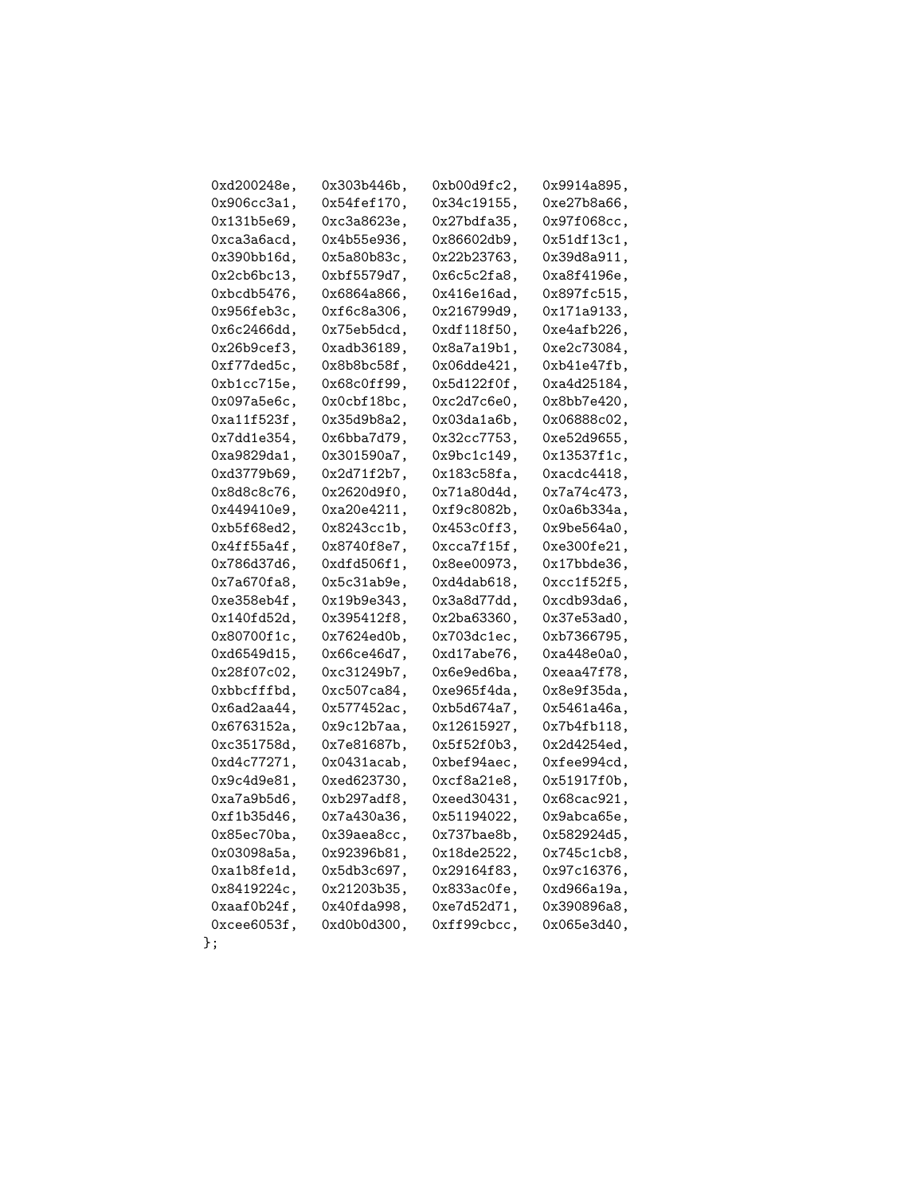```
    0xd200248e,   0x303b446b,   0xb00d9fc2,   0x9914a895,
    0x906cc3a1,   0x54fef170,   0x34c19155,   0xe27b8a66,
    0x131b5e69,   0xc3a8623e,   0x27bdfa35,   0x97f068cc,
    0xca3a6acd,   0x4b55e936,   0x86602db9,   0x51df13c1,
    0x390bb16d,   0x5a80b83c,   0x22b23763,   0x39d8a911,
    0x2cb6bc13,   0xbf5579d7,   0x6c5c2fa8,   0xa8f4196e,
    0xbcdb5476,   0x6864a866,   0x416e16ad,   0x897fc515,
    0x956feb3c,   0xf6c8a306,   0x216799d9,   0x171a9133,
    0x6c2466dd,   0x75eb5dcd,   0xdf118f50,   0xe4afb226,
    0x26b9cef3,   0xadb36189,   0x8a7a19b1,   0xe2c73084,
    0xf77ded5c,   0x8b8bc58f,   0x06dde421,   0xb41e47fb,
    0xb1cc715e,   0x68c0ff99,   0x5d122f0f,   0xa4d25184,
    0x097a5e6c,   0x0cbf18bc,   0xc2d7c6e0,   0x8bb7e420,
    0xa11f523f,   0x35d9b8a2,   0x03da1a6b,   0x06888c02,
    0x7dd1e354,   0x6bba7d79,   0x32cc7753,   0xe52d9655,
    0xa9829da1,   0x301590a7,   0x9bc1c149,   0x13537f1c,
    0xd3779b69,   0x2d71f2b7,   0x183c58fa,   0xacdc4418,
    0x8d8c8c76,   0x2620d9f0,   0x71a80d4d,   0x7a74c473,
    0x449410e9,   0xa20e4211,   0xf9c8082b,   0x0a6b334a,
    0xb5f68ed2,   0x8243cc1b,   0x453c0ff3,   0x9be564a0,
    0x4ff55a4f,   0x8740f8e7,   0xcca7f15f,   0xe300fe21,
    0x786d37d6,   0xdfd506f1,   0x8ee00973,   0x17bbde36,
    0x7a670fa8,   0x5c31ab9e,   0xd4dab618,   0xcc1f52f5,
    0xe358eb4f,   0x19b9e343,   0x3a8d77dd,   0xcdb93da6,
    0x140fd52d,   0x395412f8,   0x2ba63360,   0x37e53ad0,
    0x80700f1c,   0x7624ed0b,   0x703dc1ec,   0xb7366795,
    0xd6549d15,   0x66ce46d7,   0xd17abe76,   0xa448e0a0,
    0x28f07c02,   0xc31249b7,   0x6e9ed6ba,   0xeaa47f78,
    0xbbcfffbd,   0xc507ca84,   0xe965f4da,   0x8e9f35da,
    0x6ad2aa44,   0x577452ac,   0xb5d674a7,   0x5461a46a,
    0x6763152a,   0x9c12b7aa,   0x12615927,   0x7b4fb118,
    0xc351758d,   0x7e81687b,   0x5f52f0b3,   0x2d4254ed,
    0xd4c77271,   0x0431acab,   0xbef94aec,   0xfee994cd,
    0x9c4d9e81,   0xed623730,   0xcf8a21e8,   0x51917f0b,
    0xa7a9b5d6,   0xb297adf8,   0xeed30431,   0x68cac921,
    0xf1b35d46,   0x7a430a36,   0x51194022,   0x9abca65e,
    0x85ec70ba,   0x39aea8cc,   0x737bae8b,   0x582924d5,
    0x03098a5a,   0x92396b81,   0x18de2522,   0x745c1cb8,
    0xa1b8fe1d,   0x5db3c697,   0x29164f83,   0x97c16376,
    0x8419224c,   0x21203b35,   0x833ac0fe,   0xd966a19a,
    0xaaf0b24f,   0x40fda998,   0xe7d52d71,   0x390896a8,
    0xcee6053f,   0xd0b0d300,   0xff99cbcc,   0x065e3d40,
};
```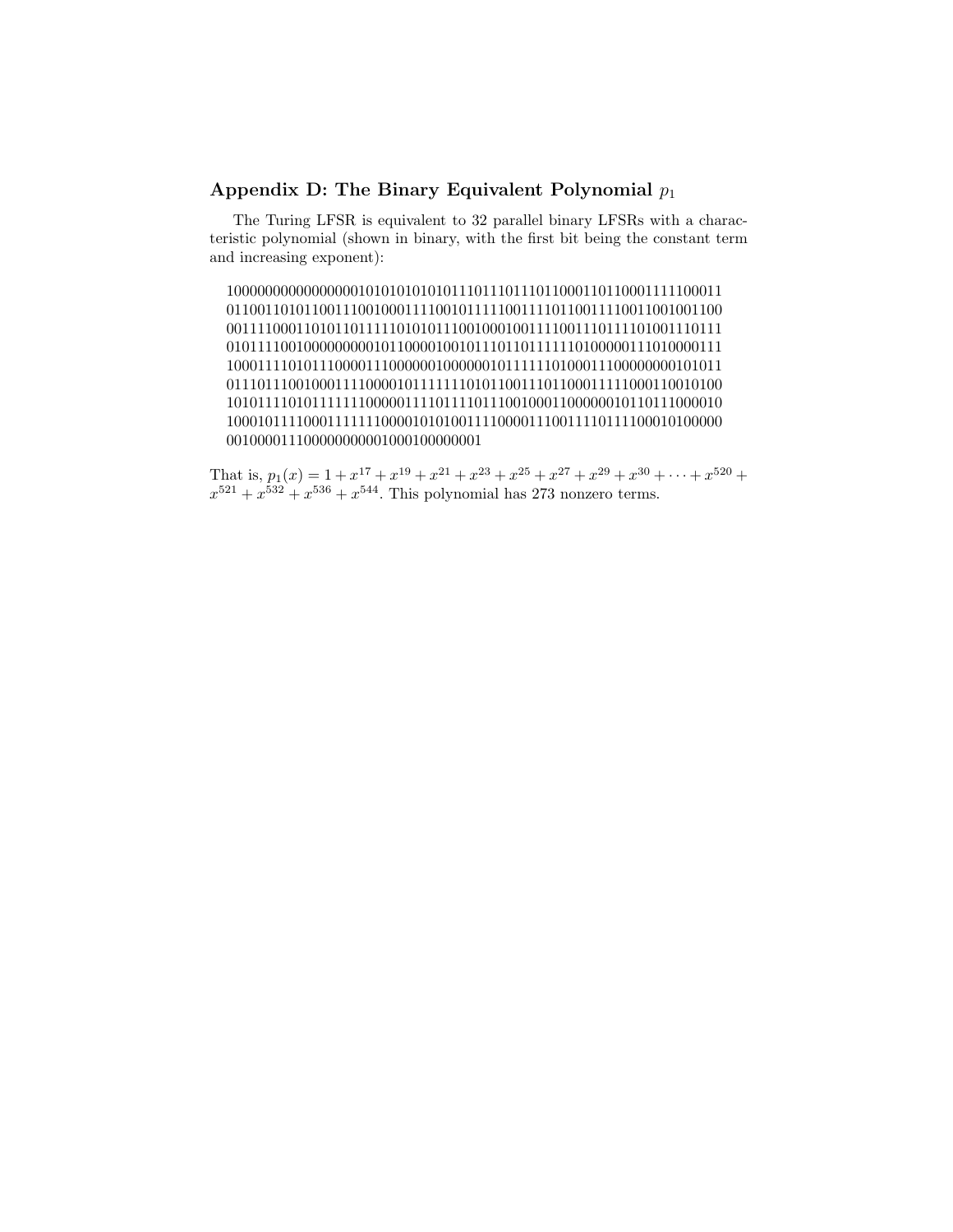## Appendix D: The Binary Equivalent Polynomial $p_1$

The Turing LFSR is equivalent to 32 parallel binary LFSRs with a characteristic polynomial (shown in binary, with the first bit being the constant term and increasing exponent):

```
1000000000000000001010101010101110111011101110110001101100011111100011
0110011010110011100100011110010111110011110110011110011001001001100
0011110001101011011111010101110010001001111001110111101001110111
0101111001000000000101100001001011101101111110100000111010000111
1000111101011100001110000000100000010111111010001110000000000101011
0111011100100011110000101111111010110011101100011111000110010100
1010111101011111110000011110111101110010001100000010110111000010
1000101111000111111100001010100111100001110011110111100010100000
0010000111000000000001000100000001
```

That is, $p_1(x) = 1 + x^{17} + x^{19} + x^{21} + x^{23} + x^{25} + x^{27} + x^{29} + x^{30} + \cdots + x^{520} + x^{521} + x^{532} + x^{536} + x^{544}$. This polynomial has 273 nonzero terms.